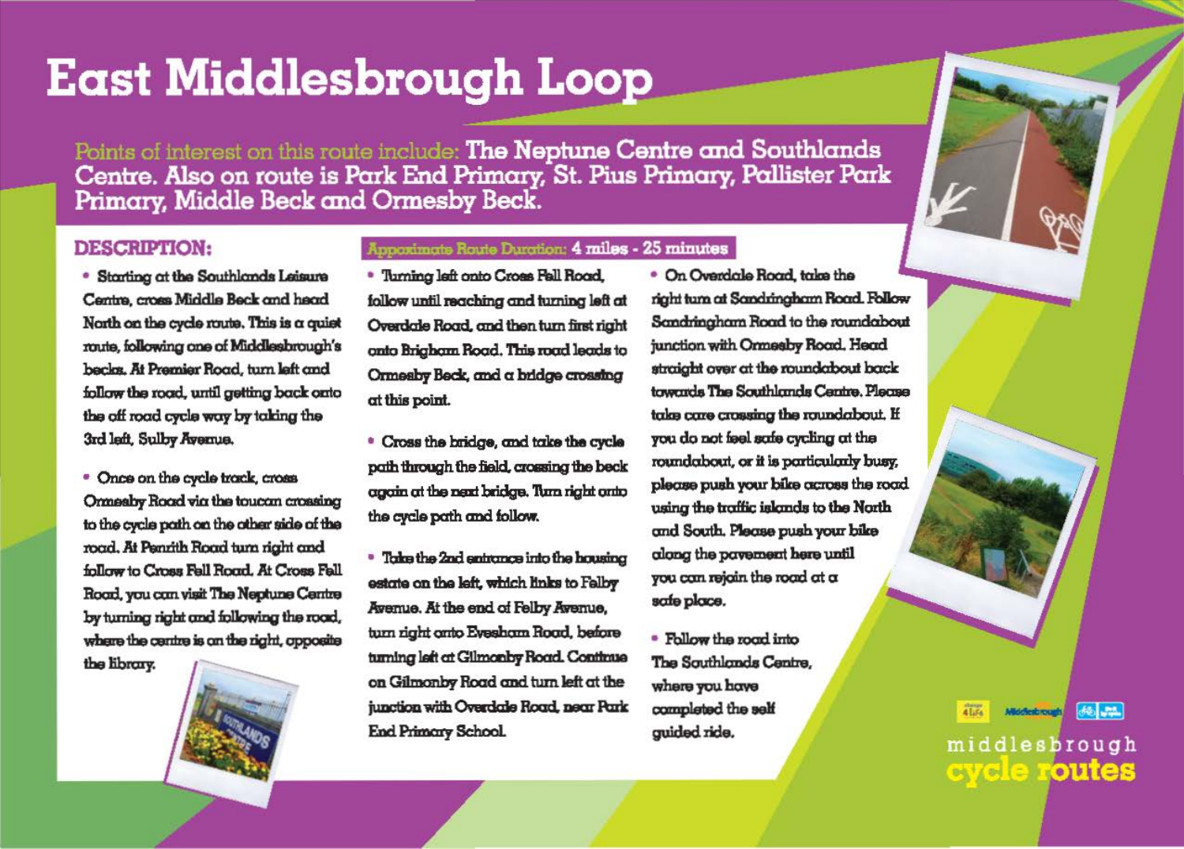# East Middlesbrough Loop

Points of interest on this route include: **The Neptune Centre and Southlands Centre. Also on route is Park End Primary, St. Pius Primary, Pallister Park Primary, Middle Beck and Ormesby Beck.**

## DESCRIPTION:

**Approximate Route Duration: 4 miles - 25 minutes**

- Starting at the Southlands Leisure Centre, cross Middle Beck and head North on the cycle route. This is a quiet route, following one of Middlesbrough's becks. At Premier Road, turn left and follow the road, until getting back onto the off road cycle way by taking the 3rd left, Sulby Avenue.

- Once on the cycle track, cross Ormesby Road via the toucan crossing to the cycle path on the other side of the road. At Penrith Road turn right and follow to Cross Fell Road. At Cross Fell Road, you can visit The Neptune Centre by turning right and following the road, where the centre is on the right, opposite the library.

- Turning left onto Cross Fell Road, follow until reaching and turning left at Overdale Road, and then turn first right onto Brigham Road. This road leads to Ormesby Beck, and a bridge crossing at this point.

- Cross the bridge, and take the cycle path through the field, crossing the beck again at the next bridge. Turn right onto the cycle path and follow.

- Take the 2nd entrance into the housing estate on the left, which links to Felby Avenue. At the end of Felby Avenue, turn right onto Evesham Road, before turning left at Gilmonby Road. Continue on Gilmonby Road and turn left at the junction with Overdale Road, near Park End Primary School.

- On Overdale Road, take the right turn at Sandringham Road. Follow Sandringham Road to the roundabout junction with Ormesby Road. Head straight over at the roundabout back towards The Southlands Centre. Please take care crossing the roundabout. If you do not feel safe cycling at the roundabout, or it is particularly busy, please push your bike across the road using the traffic islands to the North and South. Please push your bike along the pavement here until you can rejoin the road at a safe place.

- Follow the road into The Southlands Centre, where you have completed the self guided ride.

middlesbrough cycle routes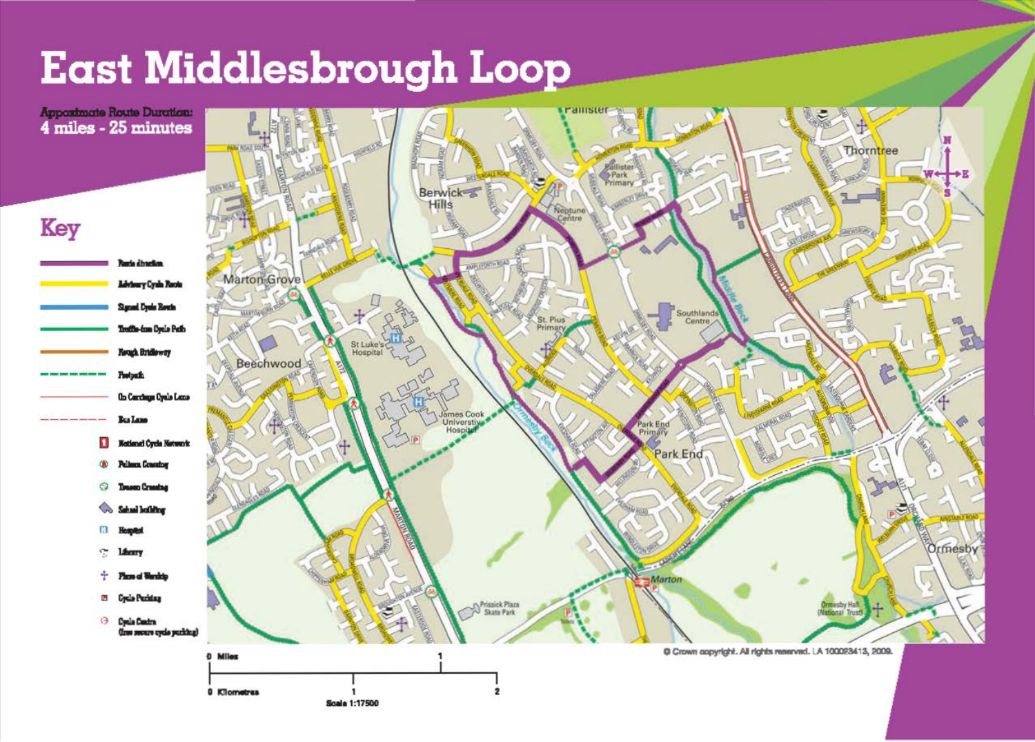# East Middlesbrough Loop

Approximate Route Duration:
**4 miles - 25 minutes**

## Key

- Route direction
- Advisory Cycle Route
- Signed Cycle Route
- Traffic-free Cycle Path
- Rough Bridleway
- Footpath
- On Carriage Cycle Lane
- Bus Lane
- National Cycle Network
- Pelican Crossing
- Toucan Crossing
- School building
- Hospital
- Library
- Place of Worship
- Cycle Parking
- Cycle Centre (free secure cycle parking)

0 Miles 1

0 Kilometres 1 2

Scale 1:17500

© Crown copyright. All rights reserved. LA 100023413, 2009.